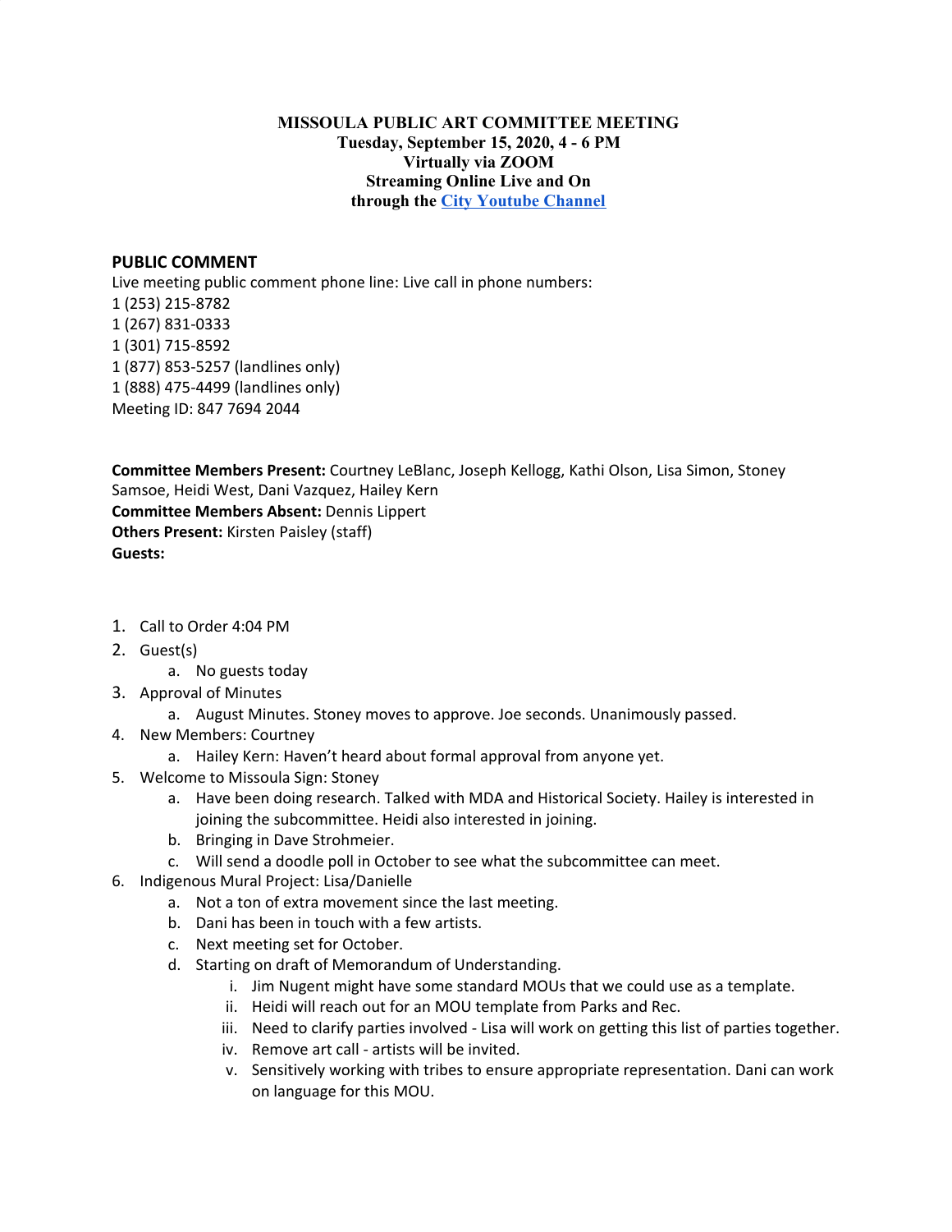**MISSOULA PUBLIC ART COMMITTEE MEETING**
**Tuesday, September 15, 2020, 4 - 6 PM**
**Virtually via ZOOM**
**Streaming Online Live and On**
**through the [City Youtube Channel]**

## PUBLIC COMMENT

Live meeting public comment phone line: Live call in phone numbers:
1 (253) 215-8782
1 (267) 831-0333
1 (301) 715-8592
1 (877) 853-5257 (landlines only)
1 (888) 475-4499 (landlines only)
Meeting ID: 847 7694 2044

**Committee Members Present:** Courtney LeBlanc, Joseph Kellogg, Kathi Olson, Lisa Simon, Stoney Samsoe, Heidi West, Dani Vazquez, Hailey Kern
**Committee Members Absent:** Dennis Lippert
**Others Present:** Kirsten Paisley (staff)
**Guests:**

1. Call to Order 4:04 PM
2. Guest(s)
   a. No guests today
3. Approval of Minutes
   a. August Minutes. Stoney moves to approve. Joe seconds. Unanimously passed.
4. New Members: Courtney
   a. Hailey Kern: Haven't heard about formal approval from anyone yet.
5. Welcome to Missoula Sign: Stoney
   a. Have been doing research. Talked with MDA and Historical Society. Hailey is interested in joining the subcommittee. Heidi also interested in joining.
   b. Bringing in Dave Strohmeier.
   c. Will send a doodle poll in October to see what the subcommittee can meet.
6. Indigenous Mural Project: Lisa/Danielle
   a. Not a ton of extra movement since the last meeting.
   b. Dani has been in touch with a few artists.
   c. Next meeting set for October.
   d. Starting on draft of Memorandum of Understanding.
      i. Jim Nugent might have some standard MOUs that we could use as a template.
      ii. Heidi will reach out for an MOU template from Parks and Rec.
      iii. Need to clarify parties involved - Lisa will work on getting this list of parties together.
      iv. Remove art call - artists will be invited.
      v. Sensitively working with tribes to ensure appropriate representation. Dani can work on language for this MOU.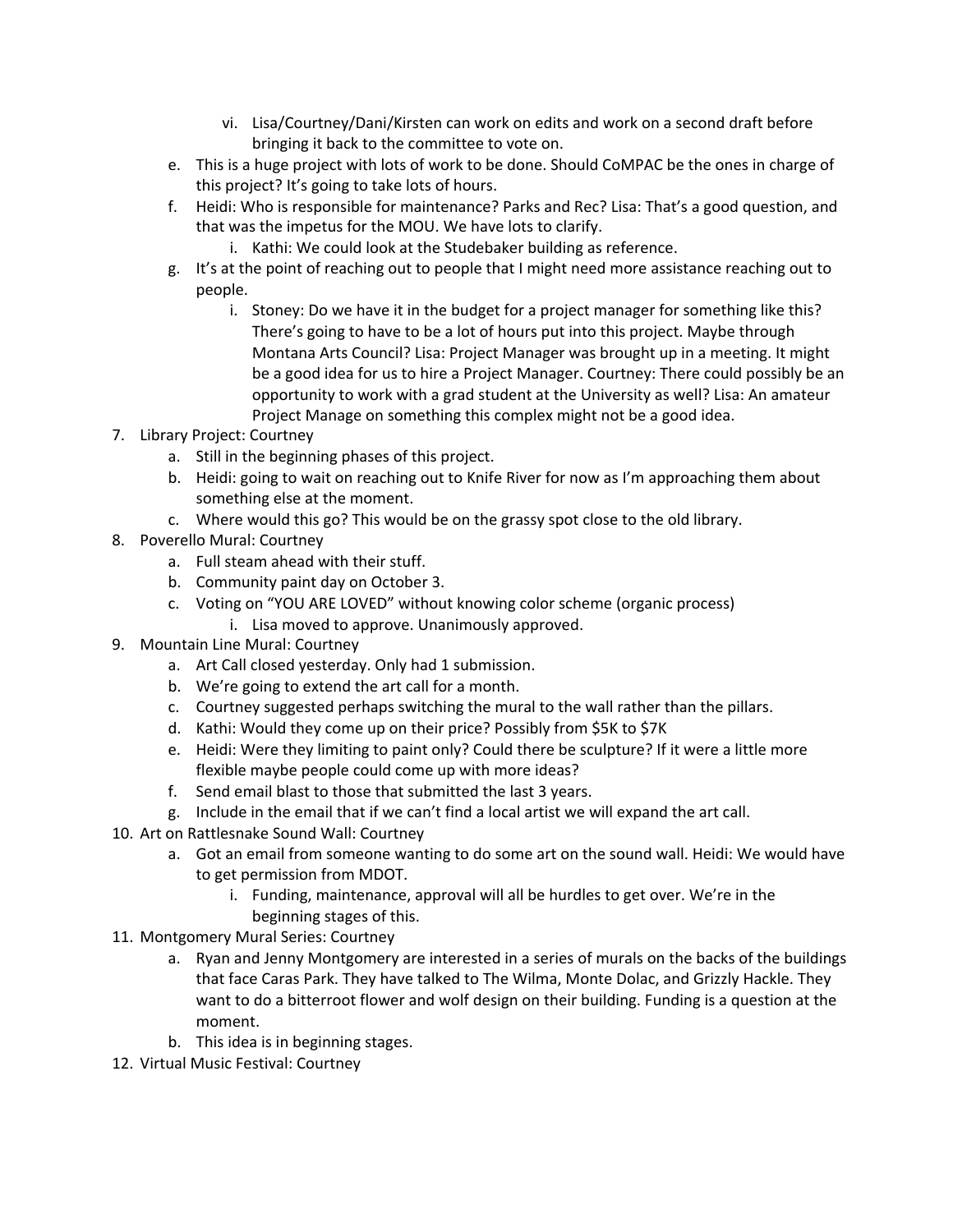vi. Lisa/Courtney/Dani/Kirsten can work on edits and work on a second draft before bringing it back to the committee to vote on.

    e. This is a huge project with lots of work to be done. Should CoMPAC be the ones in charge of this project? It's going to take lots of hours.
    f. Heidi: Who is responsible for maintenance? Parks and Rec? Lisa: That's a good question, and that was the impetus for the MOU. We have lots to clarify.
        i. Kathi: We could look at the Studebaker building as reference.
    g. It's at the point of reaching out to people that I might need more assistance reaching out to people.
        i. Stoney: Do we have it in the budget for a project manager for something like this? There's going to have to be a lot of hours put into this project. Maybe through Montana Arts Council? Lisa: Project Manager was brought up in a meeting. It might be a good idea for us to hire a Project Manager. Courtney: There could possibly be an opportunity to work with a grad student at the University as well? Lisa: An amateur Project Manage on something this complex might not be a good idea.

7. Library Project: Courtney
    a. Still in the beginning phases of this project.
    b. Heidi: going to wait on reaching out to Knife River for now as I'm approaching them about something else at the moment.
    c. Where would this go? This would be on the grassy spot close to the old library.
8. Poverello Mural: Courtney
    a. Full steam ahead with their stuff.
    b. Community paint day on October 3.
    c. Voting on "YOU ARE LOVED" without knowing color scheme (organic process)
        i. Lisa moved to approve. Unanimously approved.
9. Mountain Line Mural: Courtney
    a. Art Call closed yesterday. Only had 1 submission.
    b. We're going to extend the art call for a month.
    c. Courtney suggested perhaps switching the mural to the wall rather than the pillars.
    d. Kathi: Would they come up on their price? Possibly from $5K to $7K
    e. Heidi: Were they limiting to paint only? Could there be sculpture? If it were a little more flexible maybe people could come up with more ideas?
    f. Send email blast to those that submitted the last 3 years.
    g. Include in the email that if we can't find a local artist we will expand the art call.
10. Art on Rattlesnake Sound Wall: Courtney
    a. Got an email from someone wanting to do some art on the sound wall. Heidi: We would have to get permission from MDOT.
        i. Funding, maintenance, approval will all be hurdles to get over. We're in the beginning stages of this.
11. Montgomery Mural Series: Courtney
    a. Ryan and Jenny Montgomery are interested in a series of murals on the backs of the buildings that face Caras Park. They have talked to The Wilma, Monte Dolac, and Grizzly Hackle. They want to do a bitterroot flower and wolf design on their building. Funding is a question at the moment.
    b. This idea is in beginning stages.
12. Virtual Music Festival: Courtney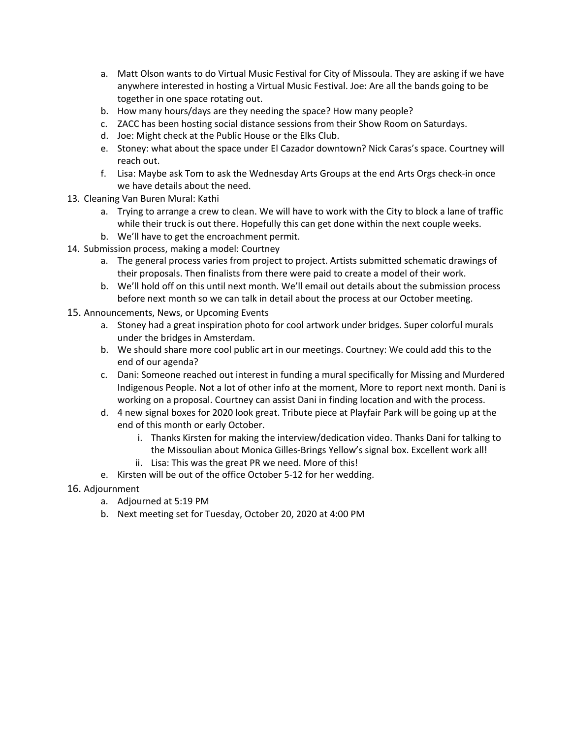a. Matt Olson wants to do Virtual Music Festival for City of Missoula. They are asking if we have anywhere interested in hosting a Virtual Music Festival. Joe: Are all the bands going to be together in one space rotating out.
b. How many hours/days are they needing the space? How many people?
c. ZACC has been hosting social distance sessions from their Show Room on Saturdays.
d. Joe: Might check at the Public House or the Elks Club.
e. Stoney: what about the space under El Cazador downtown? Nick Caras's space. Courtney will reach out.
f. Lisa: Maybe ask Tom to ask the Wednesday Arts Groups at the end Arts Orgs check-in once we have details about the need.

13. Cleaning Van Buren Mural: Kathi
    a. Trying to arrange a crew to clean. We will have to work with the City to block a lane of traffic while their truck is out there. Hopefully this can get done within the next couple weeks.
    b. We'll have to get the encroachment permit.
14. Submission process, making a model: Courtney
    a. The general process varies from project to project. Artists submitted schematic drawings of their proposals. Then finalists from there were paid to create a model of their work.
    b. We'll hold off on this until next month. We'll email out details about the submission process before next month so we can talk in detail about the process at our October meeting.
15. Announcements, News, or Upcoming Events
    a. Stoney had a great inspiration photo for cool artwork under bridges. Super colorful murals under the bridges in Amsterdam.
    b. We should share more cool public art in our meetings. Courtney: We could add this to the end of our agenda?
    c. Dani: Someone reached out interest in funding a mural specifically for Missing and Murdered Indigenous People. Not a lot of other info at the moment, More to report next month. Dani is working on a proposal. Courtney can assist Dani in finding location and with the process.
    d. 4 new signal boxes for 2020 look great. Tribute piece at Playfair Park will be going up at the end of this month or early October.
        i. Thanks Kirsten for making the interview/dedication video. Thanks Dani for talking to the Missoulian about Monica Gilles-Brings Yellow's signal box. Excellent work all!
        ii. Lisa: This was the great PR we need. More of this!
    e. Kirsten will be out of the office October 5-12 for her wedding.
16. Adjournment
    a. Adjourned at 5:19 PM
    b. Next meeting set for Tuesday, October 20, 2020 at 4:00 PM